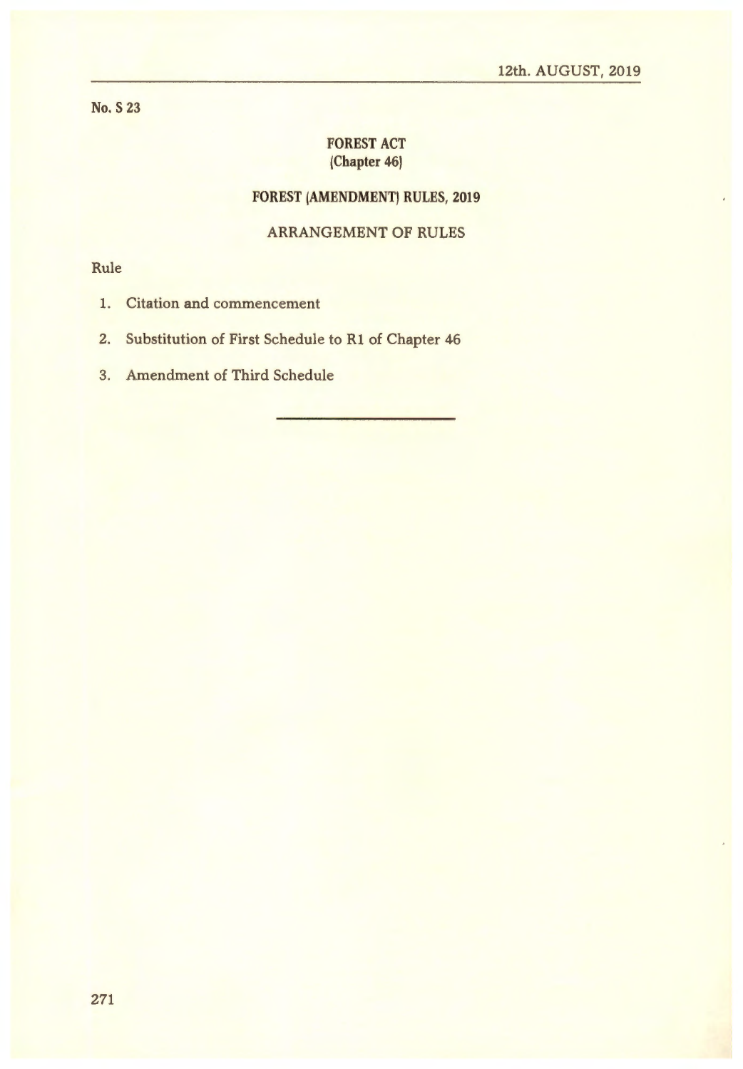12th. AUGUST, 2019

**No. S 23**

**FOREST ACT**
**(Chapter 46)**

**FOREST (AMENDMENT) RULES, 2019**

ARRANGEMENT OF RULES

Rule

1. Citation and commencement
2. Substitution of First Schedule to R1 of Chapter 46
3. Amendment of Third Schedule

---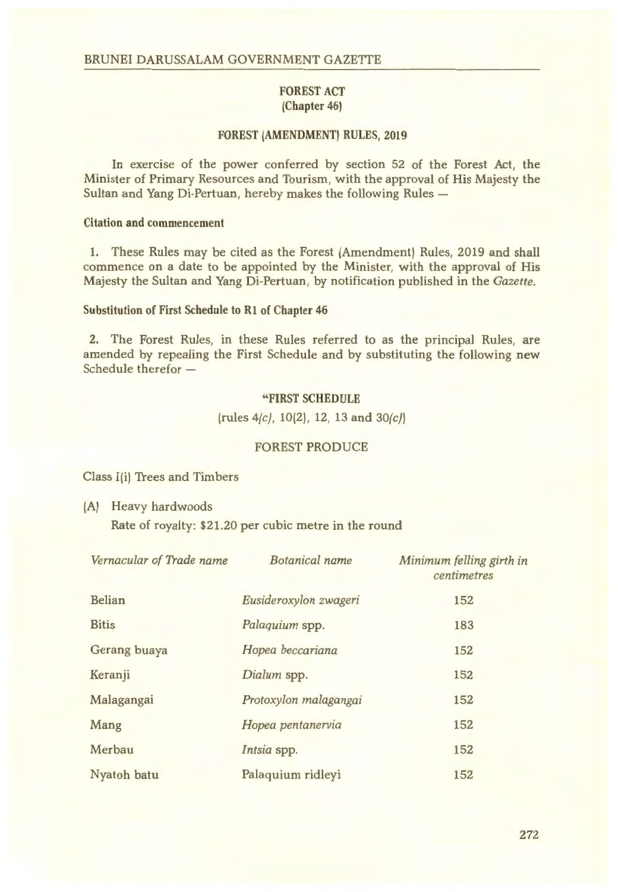## FOREST ACT
### (Chapter 46)

## FOREST (AMENDMENT) RULES, 2019

In exercise of the power conferred by section 52 of the Forest Act, the Minister of Primary Resources and Tourism, with the approval of His Majesty the Sultan and Yang Di-Pertuan, hereby makes the following Rules —

**Citation and commencement**

1. These Rules may be cited as the Forest (Amendment) Rules, 2019 and shall commence on a date to be appointed by the Minister, with the approval of His Majesty the Sultan and Yang Di-Pertuan, by notification published in the *Gazette*.

**Substitution of First Schedule to R1 of Chapter 46**

2. The Forest Rules, in these Rules referred to as the principal Rules, are amended by repealing the First Schedule and by substituting the following new Schedule therefor —

**"FIRST SCHEDULE**

(rules 4*(c)*, 10(2), 12, 13 and 30*(c)*)

FOREST PRODUCE

Class I(i) Trees and Timbers

(A) Heavy hardwoods

Rate of royalty: $21.20 per cubic metre in the round

| *Vernacular of Trade name* | *Botanical name* | *Minimum felling girth in centimetres* |
|---|---|---|
| Belian | *Eusideroxylon zwageri* | 152 |
| Bitis | *Palaquium* spp. | 183 |
| Gerang buaya | *Hopea beccariana* | 152 |
| Keranji | *Dialum* spp. | 152 |
| Malagangai | *Protoxylon malagangai* | 152 |
| Mang | *Hopea pentanervia* | 152 |
| Merbau | *Intsia* spp. | 152 |
| Nyatoh batu | Palaquium ridleyi | 152 |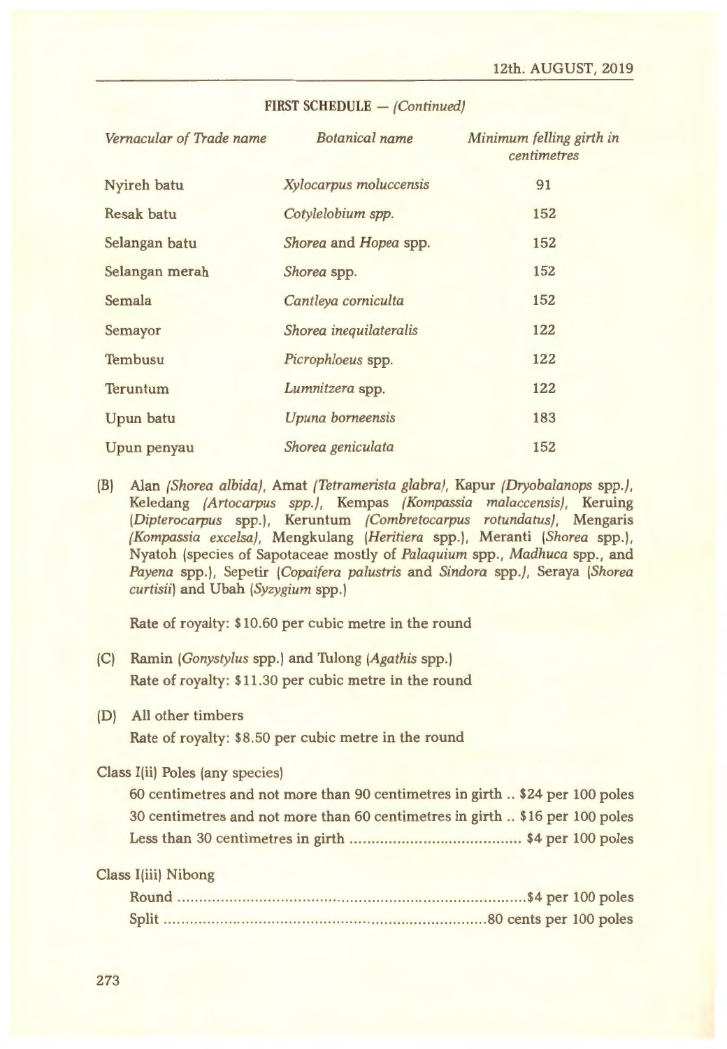**FIRST SCHEDULE** — *(Continued)*

| *Vernacular of Trade name* | *Botanical name* | *Minimum felling girth in centimetres* |
|---|---|---|
| Nyireh batu | *Xylocarpus moluccensis* | 91 |
| Resak batu | *Cotylelobium spp.* | 152 |
| Selangan batu | *Shorea* and *Hopea* spp. | 152 |
| Selangan merah | *Shorea* spp. | 152 |
| Semala | *Cantleya corniculta* | 152 |
| Semayor | *Shorea inequilateralis* | 122 |
| Tembusu | *Picrophloeus* spp. | 122 |
| Teruntum | *Lumnitzera* spp. | 122 |
| Upun batu | *Upuna borneensis* | 183 |
| Upun penyau | *Shorea geniculata* | 152 |

(B) Alan *(Shorea albida)*, Amat *(Tetramerista glabra)*, Kapur *(Dryobalanops* spp.*)*, Keledang *(Artocarpus spp.)*, Kempas *(Kompassia malaccensis)*, Keruing (*Dipterocarpus* spp.), Keruntum *(Combretocarpus rotundatus)*, Mengaris *(Kompassia excelsa)*, Mengkulang (*Heritiera* spp.), Meranti (*Shorea* spp.), Nyatoh (species of Sapotaceae mostly of *Palaquium* spp., *Madhuca* spp., and *Payena* spp.), Sepetir (*Copaifera palustris* and *Sindora* spp.*)*, Seraya (*Shorea curtisii*) and Ubah (*Syzygium* spp.)

Rate of royalty: $10.60 per cubic metre in the round

(C) Ramin (*Gonystylus* spp.) and Tulong (*Agathis* spp.)

Rate of royalty: $11.30 per cubic metre in the round

(D) All other timbers

Rate of royalty: $8.50 per cubic metre in the round

Class I(ii) Poles (any species)

60 centimetres and not more than 90 centimetres in girth .. $24 per 100 poles

30 centimetres and not more than 60 centimetres in girth .. $16 per 100 poles

Less than 30 centimetres in girth ....................................... $4 per 100 poles

Class I(iii) Nibong

Round ................................................................................$4 per 100 poles

Split ..........................................................................80 cents per 100 poles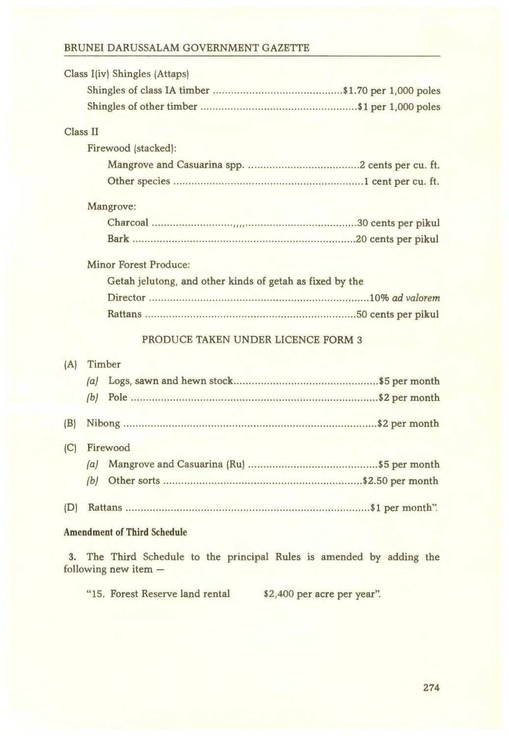Class I(iv) Shingles (Attaps)

Shingles of class IA timber ........................................... $1.70 per 1,000 poles

Shingles of other timber .................................................... $1 per 1,000 poles

Class II

Firewood (stacked):

Mangrove and Casuarina spp. .................................... 2 cents per cu. ft.

Other species .............................................................. 1 cent per cu. ft.

Mangrove:

Charcoal ......................................................................... 30 cents per pikul

Bark ................................................................................ 20 cents per pikul

Minor Forest Produce:

Getah jelutong, and other kinds of getah as fixed by the Director ........................................................................ 10% *ad valorem*

Rattans ............................................................................ 50 cents per pikul

PRODUCE TAKEN UNDER LICENCE FORM 3

(A) Timber

*(a)* Logs, sawn and hewn stock................................................ $5 per month

*(b)* Pole ...................................................................................... $2 per month

(B) Nibong ........................................................................................ $2 per month

(C) Firewood

*(a)* Mangrove and Casuarina (Ru) ........................................... $5 per month

*(b)* Other sorts ....................................................................... $2.50 per month

(D) Rattans ....................................................................................... $1 per month".

**Amendment of Third Schedule**

**3.** The Third Schedule to the principal Rules is amended by adding the following new item —

"15. Forest Reserve land rental    $2,400 per acre per year".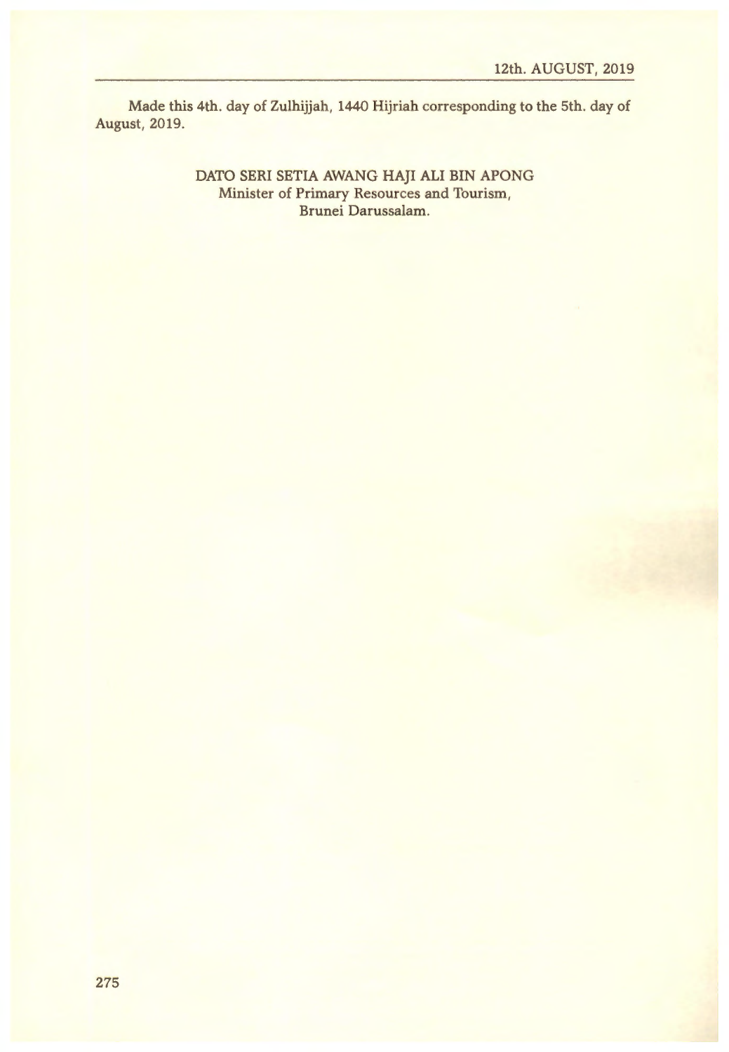Made this 4th. day of Zulhijjah, 1440 Hijriah corresponding to the 5th. day of August, 2019.

DATO SERI SETIA AWANG HAJI ALI BIN APONG
Minister of Primary Resources and Tourism,
Brunei Darussalam.